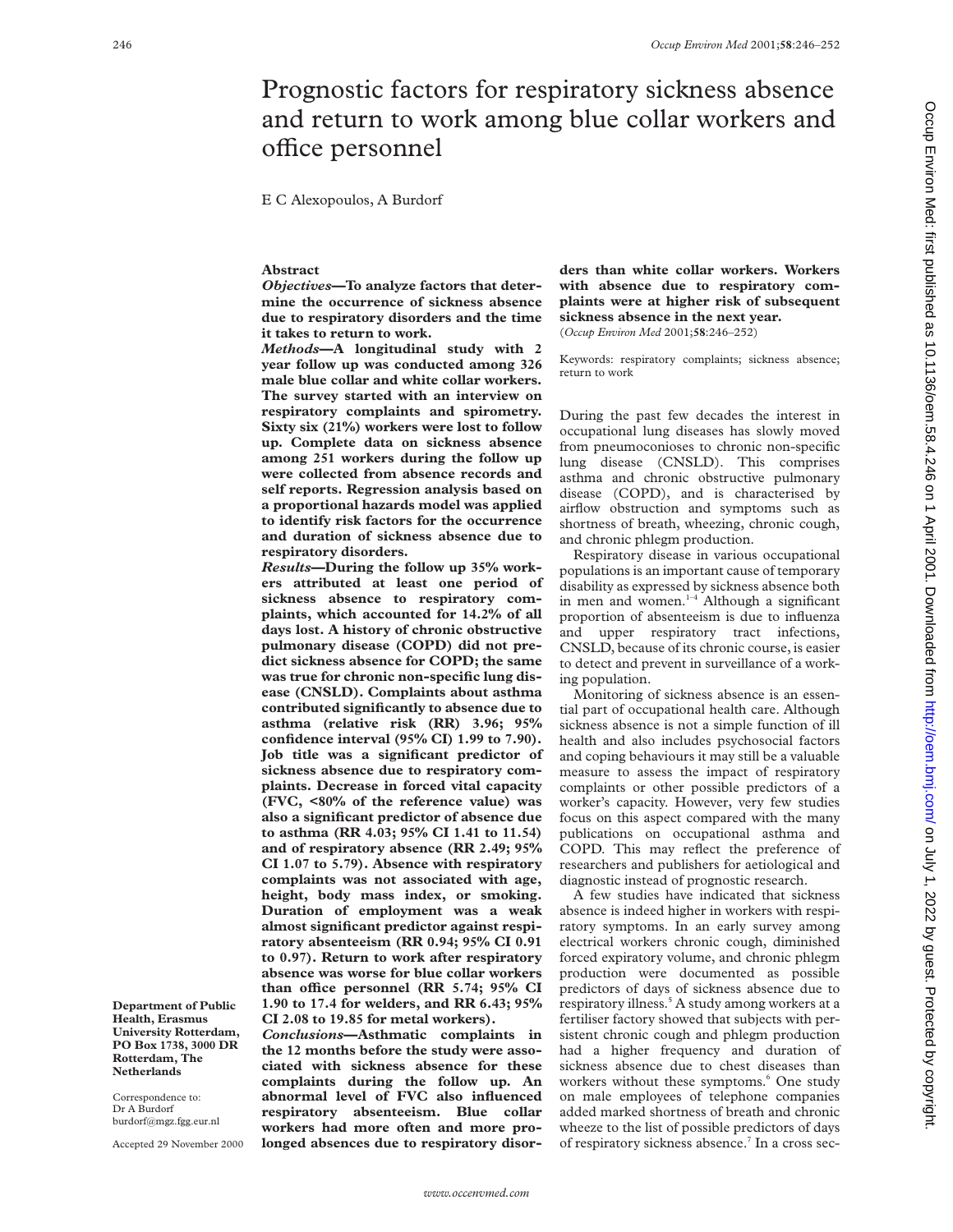# Prognostic factors for respiratory sickness absence and return to work among blue collar workers and office personnel

E C Alexopoulos, A Burdorf

## Abstract

***Objectives*—To analyze factors that determine the occurrence of sickness absence due to respiratory disorders and the time it takes to return to work.**

***Methods*—A longitudinal study with 2 year follow up was conducted among 326 male blue collar and white collar workers. The survey started with an interview on respiratory complaints and spirometry. Sixty six (21%) workers were lost to follow up. Complete data on sickness absence among 251 workers during the follow up were collected from absence records and self reports. Regression analysis based on a proportional hazards model was applied to identify risk factors for the occurrence and duration of sickness absence due to respiratory disorders.**

***Results*—During the follow up 35% workers attributed at least one period of sickness absence to respiratory complaints, which accounted for 14.2% of all days lost. A history of chronic obstructive pulmonary disease (COPD) did not predict sickness absence for COPD; the same was true for chronic non-specific lung disease (CNSLD). Complaints about asthma contributed significantly to absence due to asthma (relative risk (RR) 3.96; 95% confidence interval (95% CI) 1.99 to 7.90). Job title was a significant predictor of sickness absence due to respiratory complaints. Decrease in forced vital capacity (FVC, <80% of the reference value) was also a significant predictor of absence due to asthma (RR 4.03; 95% CI 1.41 to 11.54) and of respiratory absence (RR 2.49; 95% CI 1.07 to 5.79). Absence with respiratory complaints was not associated with age, height, body mass index, or smoking. Duration of employment was a weak almost significant predictor against respiratory absenteeism (RR 0.94; 95% CI 0.91 to 0.97). Return to work after respiratory absence was worse for blue collar workers than office personnel (RR 5.74; 95% CI 1.90 to 17.4 for welders, and RR 6.43; 95% CI 2.08 to 19.85 for metal workers).**

***Conclusions*—Asthmatic complaints in the 12 months before the study were associated with sickness absence for these complaints during the follow up. An abnormal level of FVC also influenced respiratory absenteeism. Blue collar workers had more often and more prolonged absences due to respiratory disorders than white collar workers. Workers with absence due to respiratory complaints were at higher risk of subsequent sickness absence in the next year.**

(*Occup Environ Med* 2001;**58**:246–252)

Keywords: respiratory complaints; sickness absence; return to work

Department of Public Health, Erasmus University Rotterdam, PO Box 1738, 3000 DR Rotterdam, The Netherlands

Correspondence to: Dr A Burdorf burdorf@mgz.fgg.eur.nl

Accepted 29 November 2000

During the past few decades the interest in occupational lung diseases has slowly moved from pneumoconioses to chronic non-specific lung disease (CNSLD). This comprises asthma and chronic obstructive pulmonary disease (COPD), and is characterised by airflow obstruction and symptoms such as shortness of breath, wheezing, chronic cough, and chronic phlegm production.

Respiratory disease in various occupational populations is an important cause of temporary disability as expressed by sickness absence both in men and women.[1–4] Although a significant proportion of absenteeism is due to influenza and upper respiratory tract infections, CNSLD, because of its chronic course, is easier to detect and prevent in surveillance of a working population.

Monitoring of sickness absence is an essential part of occupational health care. Although sickness absence is not a simple function of ill health and also includes psychosocial factors and coping behaviours it may still be a valuable measure to assess the impact of respiratory complaints or other possible predictors of a worker's capacity. However, very few studies focus on this aspect compared with the many publications on occupational asthma and COPD. This may reflect the preference of researchers and publishers for aetiological and diagnostic instead of prognostic research.

A few studies have indicated that sickness absence is indeed higher in workers with respiratory symptoms. In an early survey among electrical workers chronic cough, diminished forced expiratory volume, and chronic phlegm production were documented as possible predictors of days of sickness absence due to respiratory illness.[5] A study among workers at a fertiliser factory showed that subjects with persistent chronic cough and phlegm production had a higher frequency and duration of sickness absence due to chest diseases than workers without these symptoms.[6] One study on male employees of telephone companies added marked shortness of breath and chronic wheeze to the list of possible predictors of days of respiratory sickness absence.[7] In a cross sec-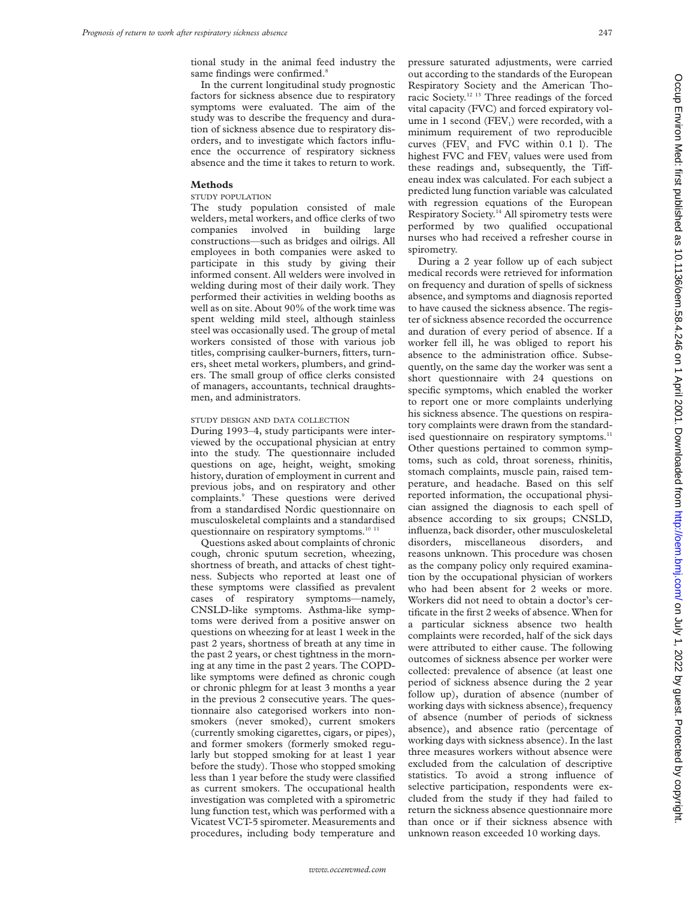tional study in the animal feed industry the same findings were confirmed.[8]

In the current longitudinal study prognostic factors for sickness absence due to respiratory symptoms were evaluated. The aim of the study was to describe the frequency and duration of sickness absence due to respiratory disorders, and to investigate which factors influence the occurrence of respiratory sickness absence and the time it takes to return to work.

## Methods

### STUDY POPULATION

The study population consisted of male welders, metal workers, and office clerks of two companies involved in building large constructions—such as bridges and oilrigs. All employees in both companies were asked to participate in this study by giving their informed consent. All welders were involved in welding during most of their daily work. They performed their activities in welding booths as well as on site. About 90% of the work time was spent welding mild steel, although stainless steel was occasionally used. The group of metal workers consisted of those with various job titles, comprising caulker-burners, fitters, turners, sheet metal workers, plumbers, and grinders. The small group of office clerks consisted of managers, accountants, technical draughtsmen, and administrators.

### STUDY DESIGN AND DATA COLLECTION

During 1993–4, study participants were interviewed by the occupational physician at entry into the study. The questionnaire included questions on age, height, weight, smoking history, duration of employment in current and previous jobs, and on respiratory and other complaints.[9] These questions were derived from a standardised Nordic questionnaire on musculoskeletal complaints and a standardised questionnaire on respiratory symptoms.[10,11]

Questions asked about complaints of chronic cough, chronic sputum secretion, wheezing, shortness of breath, and attacks of chest tightness. Subjects who reported at least one of these symptoms were classified as prevalent cases of respiratory symptoms—namely, CNSLD-like symptoms. Asthma-like symptoms were derived from a positive answer on questions on wheezing for at least 1 week in the past 2 years, shortness of breath at any time in the past 2 years, or chest tightness in the morning at any time in the past 2 years. The COPD-like symptoms were defined as chronic cough or chronic phlegm for at least 3 months a year in the previous 2 consecutive years. The questionnaire also categorised workers into non-smokers (never smoked), current smokers (currently smoking cigarettes, cigars, or pipes), and former smokers (formerly smoked regularly but stopped smoking for at least 1 year before the study). Those who stopped smoking less than 1 year before the study were classified as current smokers. The occupational health investigation was completed with a spirometric lung function test, which was performed with a Vicatest VCT-5 spirometer. Measurements and procedures, including body temperature and pressure saturated adjustments, were carried out according to the standards of the European Respiratory Society and the American Thoracic Society.[12,13] Three readings of the forced vital capacity (FVC) and forced expiratory volume in 1 second ($FEV_1$) were recorded, with a minimum requirement of two reproducible curves ($FEV_1$ and FVC within 0.1 l). The highest FVC and $FEV_1$ values were used from these readings and, subsequently, the Tiffeneau index was calculated. For each subject a predicted lung function variable was calculated with regression equations of the European Respiratory Society.[14] All spirometry tests were performed by two qualified occupational nurses who had received a refresher course in spirometry.

During a 2 year follow up of each subject medical records were retrieved for information on frequency and duration of spells of sickness absence, and symptoms and diagnosis reported to have caused the sickness absence. The register of sickness absence recorded the occurrence and duration of every period of absence. If a worker fell ill, he was obliged to report his absence to the administration office. Subsequently, on the same day the worker was sent a short questionnaire with 24 questions on specific symptoms, which enabled the worker to report one or more complaints underlying his sickness absence. The questions on respiratory complaints were drawn from the standardised questionnaire on respiratory symptoms.[11] Other questions pertained to common symptoms, such as cold, throat soreness, rhinitis, stomach complaints, muscle pain, raised temperature, and headache. Based on this self reported information, the occupational physician assigned the diagnosis to each spell of absence according to six groups; CNSLD, influenza, back disorder, other musculoskeletal disorders, miscellaneous disorders, and reasons unknown. This procedure was chosen as the company policy only required examination by the occupational physician of workers who had been absent for 2 weeks or more. Workers did not need to obtain a doctor's certificate in the first 2 weeks of absence. When for a particular sickness absence two health complaints were recorded, half of the sick days were attributed to either cause. The following outcomes of sickness absence per worker were collected: prevalence of absence (at least one period of sickness absence during the 2 year follow up), duration of absence (number of working days with sickness absence), frequency of absence (number of periods of sickness absence), and absence ratio (percentage of working days with sickness absence). In the last three measures workers without absence were excluded from the calculation of descriptive statistics. To avoid a strong influence of selective participation, respondents were excluded from the study if they had failed to return the sickness absence questionnaire more than once or if their sickness absence with unknown reason exceeded 10 working days.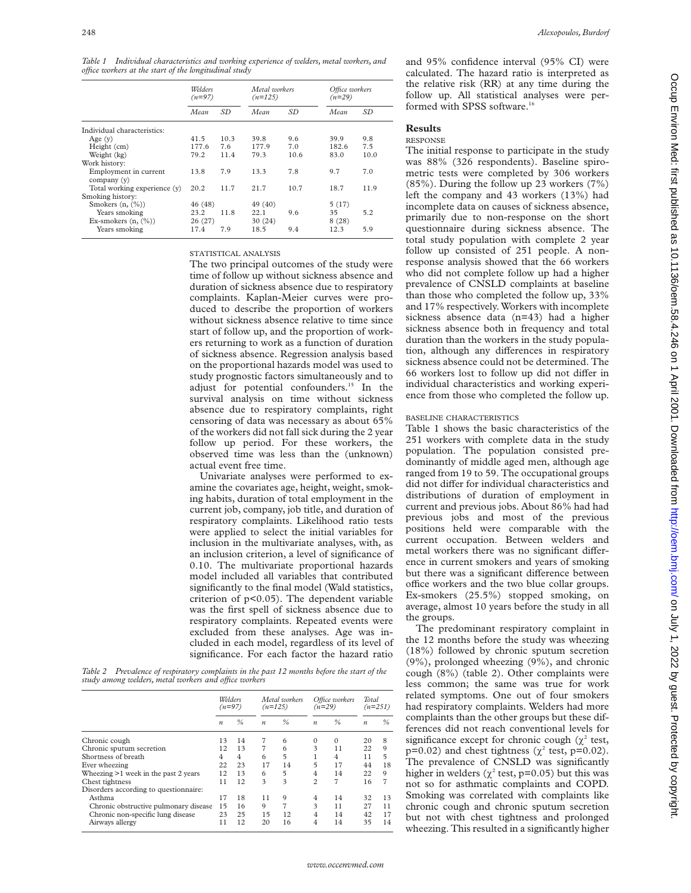*Table 1 Individual characteristics and working experience of welders, metal workers, and office workers at the start of the longitudinal study*

| | Welders (n=97) | | Metal workers (n=125) | | Office workers (n=29) | |
|---|---|---|---|---|---|---|
| | Mean | SD | Mean | SD | Mean | SD |
| Individual characteristics: | | | | | | |
| Age (y) | 41.5 | 10.3 | 39.8 | 9.6 | 39.9 | 9.8 |
| Height (cm) | 177.6 | 7.6 | 177.9 | 7.0 | 182.6 | 7.5 |
| Weight (kg) | 79.2 | 11.4 | 79.3 | 10.6 | 83.0 | 10.0 |
| Work history: | | | | | | |
| Employment in current company (y) | 13.8 | 7.9 | 13.3 | 7.8 | 9.7 | 7.0 |
| Total working experience (y) | 20.2 | 11.7 | 21.7 | 10.7 | 18.7 | 11.9 |
| Smoking history: | | | | | | |
| Smokers (n, (%)) | 46 (48) | | 49 (40) | | 5 (17) | |
| Years smoking | 23.2 | 11.8 | 22.1 | 9.6 | 35 | 5.2 |
| Ex-smokers (n, (%)) | 26 (27) | | 30 (24) | | 8 (28) | |
| Years smoking | 17.4 | 7.9 | 18.5 | 9.4 | 12.3 | 5.9 |

### STATISTICAL ANALYSIS

The two principal outcomes of the study were time of follow up without sickness absence and duration of sickness absence due to respiratory complaints. Kaplan-Meier curves were produced to describe the proportion of workers without sickness absence relative to time since start of follow up, and the proportion of workers returning to work as a function of duration of sickness absence. Regression analysis based on the proportional hazards model was used to study prognostic factors simultaneously and to adjust for potential confounders.[15] In the survival analysis on time without sickness absence due to respiratory complaints, right censoring of data was necessary as about 65% of the workers did not fall sick during the 2 year follow up period. For these workers, the observed time was less than the (unknown) actual event free time.

Univariate analyses were performed to examine the covariates age, height, weight, smoking habits, duration of total employment in the current job, company, job title, and duration of respiratory complaints. Likelihood ratio tests were applied to select the initial variables for inclusion in the multivariate analyses, with, as an inclusion criterion, a level of significance of 0.10. The multivariate proportional hazards model included all variables that contributed significantly to the final model (Wald statistics, criterion of $p<0.05$). The dependent variable was the first spell of sickness absence due to respiratory complaints. Repeated events were excluded from these analyses. Age was included in each model, regardless of its level of significance. For each factor the hazard ratio and 95% confidence interval (95% CI) were calculated. The hazard ratio is interpreted as the relative risk (RR) at any time during the follow up. All statistical analyses were performed with SPSS software.[16]

*Table 2 Prevalence of respiratory complaints in the past 12 months before the start of the study among welders, metal workers and office workers*

| | Welders (n=97) | | Metal workers (n=125) | | Office workers (n=29) | | Total (n=251) | |
|---|---|---|---|---|---|---|---|---|
| | n | % | n | % | n | % | n | % |
| Chronic cough | 13 | 14 | 7 | 6 | 0 | 0 | 20 | 8 |
| Chronic sputum secretion | 12 | 13 | 7 | 6 | 3 | 11 | 22 | 9 |
| Shortness of breath | 4 | 4 | 6 | 5 | 1 | 4 | 11 | 5 |
| Ever wheezing | 22 | 23 | 17 | 14 | 5 | 17 | 44 | 18 |
| Wheezing >1 week in the past 2 years | 12 | 13 | 6 | 5 | 4 | 14 | 22 | 9 |
| Chest tightness | 11 | 12 | 3 | 3 | 2 | 7 | 16 | 7 |
| Disorders according to questionnaire: | | | | | | | | |
| Asthma | 17 | 18 | 11 | 9 | 4 | 14 | 32 | 13 |
| Chronic obstructive pulmonary disease | 15 | 16 | 9 | 7 | 3 | 11 | 27 | 11 |
| Chronic non-specific lung disease | 23 | 25 | 15 | 12 | 4 | 14 | 42 | 17 |
| Airways allergy | 11 | 12 | 20 | 16 | 4 | 14 | 35 | 14 |

## Results

### RESPONSE

The initial response to participate in the study was 88% (326 respondents). Baseline spirometric tests were completed by 306 workers (85%). During the follow up 23 workers (7%) left the company and 43 workers (13%) had incomplete data on causes of sickness absence, primarily due to non-response on the short questionnaire during sickness absence. The total study population with complete 2 year follow up consisted of 251 people. A non-response analysis showed that the 66 workers who did not complete follow up had a higher prevalence of CNSLD complaints at baseline than those who completed the follow up, 33% and 17% respectively. Workers with incomplete sickness absence data (n=43) had a higher sickness absence both in frequency and total duration than the workers in the study population, although any differences in respiratory sickness absence could not be determined. The 66 workers lost to follow up did not differ in individual characteristics and working experience from those who completed the follow up.

### BASELINE CHARACTERISTICS

Table 1 shows the basic characteristics of the 251 workers with complete data in the study population. The population consisted predominantly of middle aged men, although age ranged from 19 to 59. The occupational groups did not differ for individual characteristics and distributions of duration of employment in current and previous jobs. About 86% had had previous jobs and most of the previous positions held were comparable with the current occupation. Between welders and metal workers there was no significant difference in current smokers and years of smoking but there was a significant difference between office workers and the two blue collar groups. Ex-smokers (25.5%) stopped smoking, on average, almost 10 years before the study in all the groups.

The predominant respiratory complaint in the 12 months before the study was wheezing (18%) followed by chronic sputum secretion (9%), prolonged wheezing (9%), and chronic cough (8%) (table 2). Other complaints were less common; the same was true for work related symptoms. One out of four smokers had respiratory complaints. Welders had more complaints than the other groups but these differences did not reach conventional levels for significance except for chronic cough ($\chi^2$ test, p=0.02) and chest tightness ($\chi^2$ test, p=0.02). The prevalence of CNSLD was significantly higher in welders ($\chi^2$ test, p=0.05) but this was not so for asthmatic complaints and COPD. Smoking was correlated with complaints like chronic cough and chronic sputum secretion but not with chest tightness and prolonged wheezing. This resulted in a significantly higher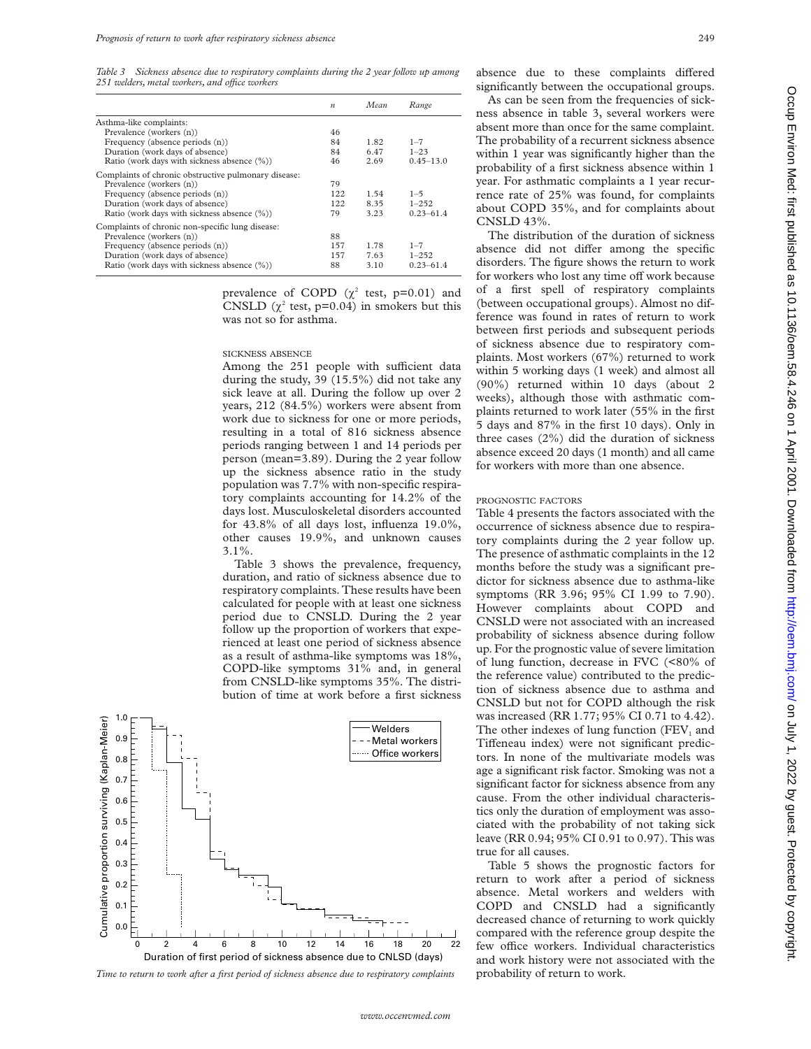*Table 3 Sickness absence due to respiratory complaints during the 2 year follow up among 251 welders, metal workers, and office workers*

| | *n* | *Mean* | *Range* |
|---|---|---|---|
| Asthma-like complaints: | | | |
| Prevalence (workers (n)) | 46 | | |
| Frequency (absence periods (n)) | 84 | 1.82 | 1–7 |
| Duration (work days of absence) | 84 | 6.47 | 1–23 |
| Ratio (work days with sickness absence (%)) | 46 | 2.69 | 0.45–13.0 |
| Complaints of chronic obstructive pulmonary disease: | | | |
| Prevalence (workers (n)) | 79 | | |
| Frequency (absence periods (n)) | 122 | 1.54 | 1–5 |
| Duration (work days of absence) | 122 | 8.35 | 1–252 |
| Ratio (work days with sickness absence (%)) | 79 | 3.23 | 0.23–61.4 |
| Complaints of chronic non-specific lung disease: | | | |
| Prevalence (workers (n)) | 88 | | |
| Frequency (absence periods (n)) | 157 | 1.78 | 1–7 |
| Duration (work days of absence) | 157 | 7.63 | 1–252 |
| Ratio (work days with sickness absence (%)) | 88 | 3.10 | 0.23–61.4 |

prevalence of COPD ($\chi^2$ test, p=0.01) and CNSLD ($\chi^2$ test, p=0.04) in smokers but this was not so for asthma.

### SICKNESS ABSENCE

Among the 251 people with sufficient data during the study, 39 (15.5%) did not take any sick leave at all. During the follow up over 2 years, 212 (84.5%) workers were absent from work due to sickness for one or more periods, resulting in a total of 816 sickness absence periods ranging between 1 and 14 periods per person (mean=3.89). During the 2 year follow up the sickness absence ratio in the study population was 7.7% with non-specific respiratory complaints accounting for 14.2% of the days lost. Musculoskeletal disorders accounted for 43.8% of all days lost, influenza 19.0%, other causes 19.9%, and unknown causes 3.1%.

Table 3 shows the prevalence, frequency, duration, and ratio of sickness absence due to respiratory complaints. These results have been calculated for people with at least one sickness period due to CNSLD. During the 2 year follow up the proportion of workers that experienced at least one period of sickness absence as a result of asthma-like symptoms was 18%, COPD-like symptoms 31% and, in general from CNSLD-like symptoms 35%. The distribution of time at work before a first sickness absence due to these complaints differed significantly between the occupational groups.

As can be seen from the frequencies of sickness absence in table 3, several workers were absent more than once for the same complaint. The probability of a recurrent sickness absence within 1 year was significantly higher than the probability of a first sickness absence within 1 year. For asthmatic complaints a 1 year recurrence rate of 25% was found, for complaints about COPD 35%, and for complaints about CNSLD 43%.

The distribution of the duration of sickness absence did not differ among the specific disorders. The figure shows the return to work for workers who lost any time off work because of a first spell of respiratory complaints (between occupational groups). Almost no difference was found in rates of return to work between first periods and subsequent periods of sickness absence due to respiratory complaints. Most workers (67%) returned to work within 5 working days (1 week) and almost all (90%) returned within 10 days (about 2 weeks), although those with asthmatic complaints returned to work later (55% in the first 5 days and 87% in the first 10 days). Only in three cases (2%) did the duration of sickness absence exceed 20 days (1 month) and all came for workers with more than one absence.

*Time to return to work after a first period of sickness absence due to respiratory complaints*

### PROGNOSTIC FACTORS

Table 4 presents the factors associated with the occurrence of sickness absence due to respiratory complaints during the 2 year follow up. The presence of asthmatic complaints in the 12 months before the study was a significant predictor for sickness absence due to asthma-like symptoms (RR 3.96; 95% CI 1.99 to 7.90). However complaints about COPD and CNSLD were not associated with an increased probability of sickness absence during follow up. For the prognostic value of severe limitation of lung function, decrease in FVC (<80% of the reference value) contributed to the prediction of sickness absence due to asthma and CNSLD but not for COPD although the risk was increased (RR 1.77; 95% CI 0.71 to 4.42). The other indexes of lung function ($FEV_1$ and Tiffeneau index) were not significant predictors. In none of the multivariate models was age a significant risk factor. Smoking was not a significant factor for sickness absence from any cause. From the other individual characteristics only the duration of employment was associated with the probability of not taking sick leave (RR 0.94; 95% CI 0.91 to 0.97). This was true for all causes.

Table 5 shows the prognostic factors for return to work after a period of sickness absence. Metal workers and welders with COPD and CNSLD had a significantly decreased chance of returning to work quickly compared with the reference group despite the few office workers. Individual characteristics and work history were not associated with the probability of return to work.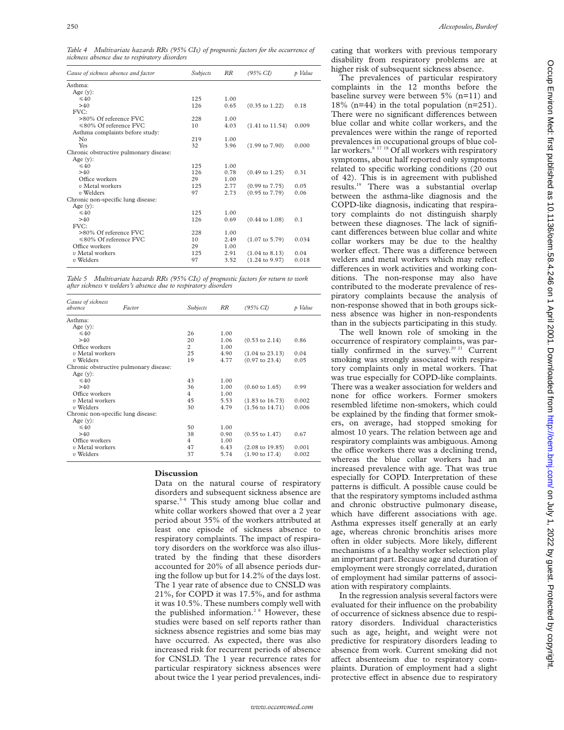*Table 4 Multivariate hazards RRs (95% CIs) of prognostic factors for the occurrence of sickness absence due to respiratory disorders*

| Cause of sickness absence and factor | Subjects | RR | (95% CI) | p Value |
|---|---|---|---|---|
| Asthma: | | | | |
| Age (y): | | | | |
| ≤40 | 125 | 1.00 | | |
| >40 | 126 | 0.65 | (0.35 to 1.22) | 0.18 |
| FVC: | | | | |
| >80% Of reference FVC | 228 | 1.00 | | |
| ≤80% Of reference FVC | 10 | 4.03 | (1.41 to 11.54) | 0.009 |
| Asthma complaints before study: | | | | |
| No | 219 | 1.00 | | |
| Yes | 32 | 3.96 | (1.99 to 7.90) | 0.000 |
| Chronic obstructive pulmonary disease: | | | | |
| Age (y): | | | | |
| ≤40 | 125 | 1.00 | | |
| >40 | 126 | 0.78 | (0.49 to 1.25) | 0.31 |
| Office workers | 29 | 1.00 | | |
| *v* Metal workers | 125 | 2.77 | (0.99 to 7.75) | 0.05 |
| *v* Welders | 97 | 2.73 | (0.95 to 7.79) | 0.06 |
| Chronic non-specific lung disease: | | | | |
| Age (y): | | | | |
| ≤40 | 125 | 1.00 | | |
| >40 | 126 | 0.69 | (0.44 to 1.08) | 0.1 |
| FVC: | | | | |
| >80% Of reference FVC | 228 | 1.00 | | |
| ≤80% Of reference FVC | 10 | 2.49 | (1.07 to 5.79) | 0.034 |
| Office workers | 29 | 1.00 | | |
| *v* Metal workers | 125 | 2.91 | (1.04 to 8.13) | 0.04 |
| *v* Welders | 97 | 3.52 | (1.24 to 9.97) | 0.018 |

*Table 5 Multivariate hazards RRs (95% CIs) of prognostic factors for return to work after sickness v welders's absence due to respiratory disorders*

| Cause of sickness absence | Factor | Subjects | RR | (95% CI) | p Value |
|---|---|---|---|---|---|
| Asthma: | | | | | |
| | Age (y): | | | | |
| | ≤40 | 26 | 1.00 | | |
| | >40 | 20 | 1.06 | (0.53 to 2.14) | 0.86 |
| | Office workers | 2 | 1.00 | | |
| | *v* Metal workers | 25 | 4.90 | (1.04 to 23.13) | 0.04 |
| | *v* Welders | 19 | 4.77 | (0.97 to 23.4) | 0.05 |
| Chronic obstructive pulmonary disease: | | | | | |
| | Age (y): | | | | |
| | ≤40 | 43 | 1.00 | | |
| | >40 | 36 | 1.00 | (0.60 to 1.65) | 0.99 |
| | Office workers | 4 | 1.00 | | |
| | *v* Metal workers | 45 | 5.53 | (1.83 to 16.73) | 0.002 |
| | *v* Welders | 30 | 4.79 | (1.56 to 14.71) | 0.006 |
| Chronic non-specific lung disease: | | | | | |
| | Age (y): | | | | |
| | ≤40 | 50 | 1.00 | | |
| | >40 | 38 | 0.90 | (0.55 to 1.47) | 0.67 |
| | Office workers | 4 | 1.00 | | |
| | *v* Metal workers | 47 | 6.43 | (2.08 to 19.85) | 0.001 |
| | *v* Welders | 37 | 5.74 | (1.90 to 17.4) | 0.002 |

## Discussion

Data on the natural course of respiratory disorders and subsequent sickness absence are sparse.[5–8] This study among blue collar and white collar workers showed that over a 2 year period about 35% of the workers attributed at least one episode of sickness absence to respiratory complaints. The impact of respiratory disorders on the workforce was also illustrated by the finding that these disorders accounted for 20% of all absence periods during the follow up but for 14.2% of the days lost. The 1 year rate of absence due to CNSLD was 21%, for COPD it was 17.5%, and for asthma it was 10.5%. These numbers comply well with the published information.[2 8] However, these studies were based on self reports rather than sickness absence registries and some bias may have occurred. As expected, there was also increased risk for recurrent periods of absence for CNSLD. The 1 year recurrence rates for particular respiratory sickness absences were about twice the 1 year period prevalences, indicating that workers with previous temporary disability from respiratory problems are at higher risk of subsequent sickness absence.

The prevalences of particular respiratory complaints in the 12 months before the baseline survey were between 5% (n=11) and 18% (n=44) in the total population (n=251). There were no significant differences between blue collar and white collar workers, and the prevalences were within the range of reported prevalences in occupational groups of blue collar workers.[8 17 18] Of all workers with respiratory symptoms, about half reported only symptoms related to specific working conditions (20 out of 42). This is in agreement with published results.[19] There was a substantial overlap between the asthma-like diagnosis and the COPD-like diagnosis, indicating that respiratory complaints do not distinguish sharply between these diagnoses. The lack of significant differences between blue collar and white collar workers may be due to the healthy worker effect. There was a difference between welders and metal workers which may reflect differences in work activities and working conditions. The non-response may also have contributed to the moderate prevalence of respiratory complaints because the analysis of non-response showed that in both groups sickness absence was higher in non-respondents than in the subjects participating in this study.

The well known role of smoking in the occurrence of respiratory complaints, was partially confirmed in the survey.[20 21] Current smoking was strongly associated with respiratory complaints only in metal workers. That was true especially for COPD-like complaints. There was a weaker association for welders and none for office workers. Former smokers resembled lifetime non-smokers, which could be explained by the finding that former smokers, on average, had stopped smoking for almost 10 years. The relation between age and respiratory complaints was ambiguous. Among the office workers there was a declining trend, whereas the blue collar workers had an increased prevalence with age. That was true especially for COPD. Interpretation of these patterns is difficult. A possible cause could be that the respiratory symptoms included asthma and chronic obstructive pulmonary disease, which have different associations with age. Asthma expresses itself generally at an early age, whereas chronic bronchitis arises more often in older subjects. More likely, different mechanisms of a healthy worker selection play an important part. Because age and duration of employment were strongly correlated, duration of employment had similar patterns of association with respiratory complaints.

In the regression analysis several factors were evaluated for their influence on the probability of occurrence of sickness absence due to respiratory disorders. Individual characteristics such as age, height, and weight were not predictive for respiratory disorders leading to absence from work. Current smoking did not affect absenteeism due to respiratory complaints. Duration of employment had a slight protective effect in absence due to respiratory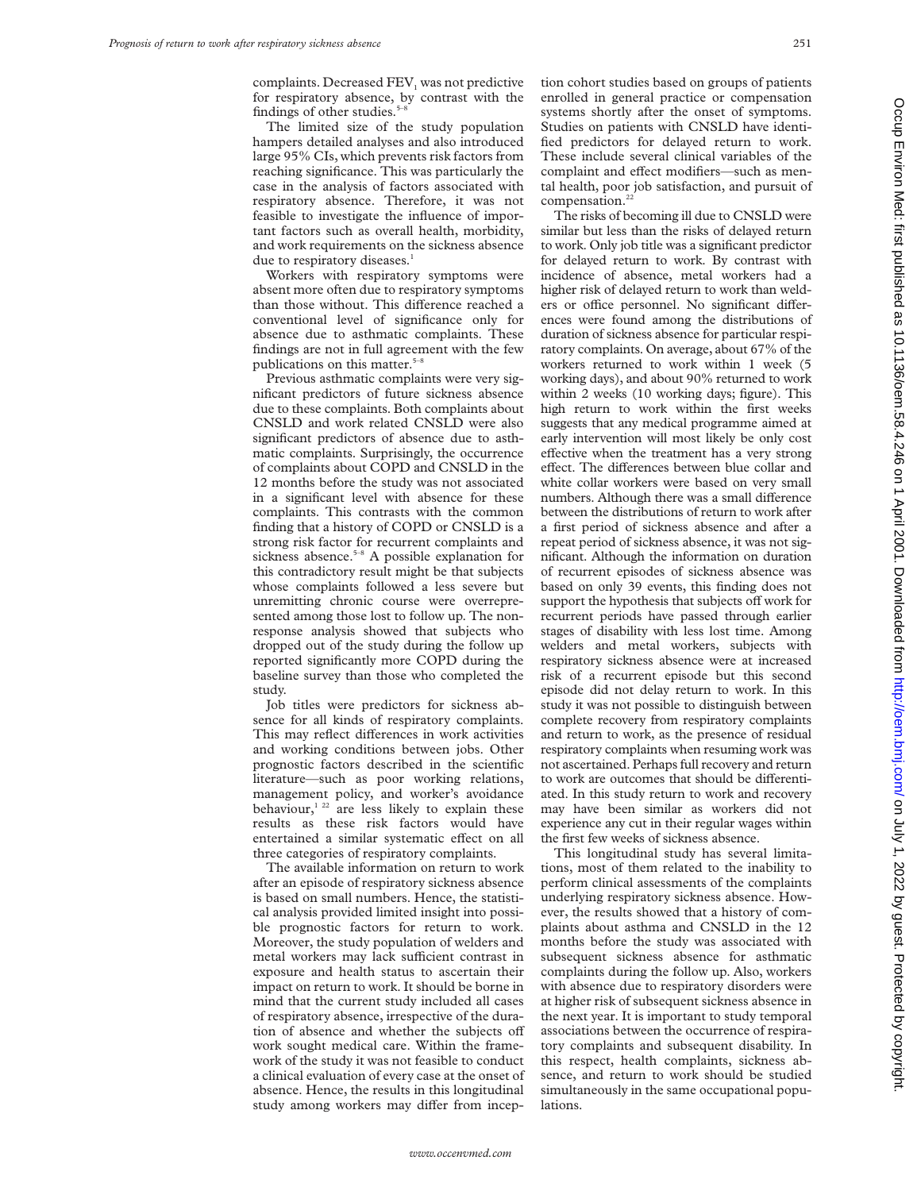complaints. Decreased $FEV_1$ was not predictive for respiratory absence, by contrast with the findings of other studies.[5–8]

The limited size of the study population hampers detailed analyses and also introduced large 95% CIs, which prevents risk factors from reaching significance. This was particularly the case in the analysis of factors associated with respiratory absence. Therefore, it was not feasible to investigate the influence of important factors such as overall health, morbidity, and work requirements on the sickness absence due to respiratory diseases.[1]

Workers with respiratory symptoms were absent more often due to respiratory symptoms than those without. This difference reached a conventional level of significance only for absence due to asthmatic complaints. These findings are not in full agreement with the few publications on this matter.[5–8]

Previous asthmatic complaints were very significant predictors of future sickness absence due to these complaints. Both complaints about CNSLD and work related CNSLD were also significant predictors of absence due to asthmatic complaints. Surprisingly, the occurrence of complaints about COPD and CNSLD in the 12 months before the study was not associated in a significant level with absence for these complaints. This contrasts with the common finding that a history of COPD or CNSLD is a strong risk factor for recurrent complaints and sickness absence.[5–8] A possible explanation for this contradictory result might be that subjects whose complaints followed a less severe but unremitting chronic course were overrepresented among those lost to follow up. The non-response analysis showed that subjects who dropped out of the study during the follow up reported significantly more COPD during the baseline survey than those who completed the study.

Job titles were predictors for sickness absence for all kinds of respiratory complaints. This may reflect differences in work activities and working conditions between jobs. Other prognostic factors described in the scientific literature—such as poor working relations, management policy, and worker's avoidance behaviour,[1 22] are less likely to explain these results as these risk factors would have entertained a similar systematic effect on all three categories of respiratory complaints.

The available information on return to work after an episode of respiratory sickness absence is based on small numbers. Hence, the statistical analysis provided limited insight into possible prognostic factors for return to work. Moreover, the study population of welders and metal workers may lack sufficient contrast in exposure and health status to ascertain their impact on return to work. It should be borne in mind that the current study included all cases of respiratory absence, irrespective of the duration of absence and whether the subjects off work sought medical care. Within the framework of the study it was not feasible to conduct a clinical evaluation of every case at the onset of absence. Hence, the results in this longitudinal study among workers may differ from inception cohort studies based on groups of patients enrolled in general practice or compensation systems shortly after the onset of symptoms. Studies on patients with CNSLD have identified predictors for delayed return to work. These include several clinical variables of the complaint and effect modifiers—such as mental health, poor job satisfaction, and pursuit of compensation.[22]

The risks of becoming ill due to CNSLD were similar but less than the risks of delayed return to work. Only job title was a significant predictor for delayed return to work. By contrast with incidence of absence, metal workers had a higher risk of delayed return to work than welders or office personnel. No significant differences were found among the distributions of duration of sickness absence for particular respiratory complaints. On average, about 67% of the workers returned to work within 1 week (5 working days), and about 90% returned to work within 2 weeks (10 working days; figure). This high return to work within the first weeks suggests that any medical programme aimed at early intervention will most likely be only cost effective when the treatment has a very strong effect. The differences between blue collar and white collar workers were based on very small numbers. Although there was a small difference between the distributions of return to work after a first period of sickness absence and after a repeat period of sickness absence, it was not significant. Although the information on duration of recurrent episodes of sickness absence was based on only 39 events, this finding does not support the hypothesis that subjects off work for recurrent periods have passed through earlier stages of disability with less lost time. Among welders and metal workers, subjects with respiratory sickness absence were at increased risk of a recurrent episode but this second episode did not delay return to work. In this study it was not possible to distinguish between complete recovery from respiratory complaints and return to work, as the presence of residual respiratory complaints when resuming work was not ascertained. Perhaps full recovery and return to work are outcomes that should be differentiated. In this study return to work and recovery may have been similar as workers did not experience any cut in their regular wages within the first few weeks of sickness absence.

This longitudinal study has several limitations, most of them related to the inability to perform clinical assessments of the complaints underlying respiratory sickness absence. However, the results showed that a history of complaints about asthma and CNSLD in the 12 months before the study was associated with subsequent sickness absence for asthmatic complaints during the follow up. Also, workers with absence due to respiratory disorders were at higher risk of subsequent sickness absence in the next year. It is important to study temporal associations between the occurrence of respiratory complaints and subsequent disability. In this respect, health complaints, sickness absence, and return to work should be studied simultaneously in the same occupational populations.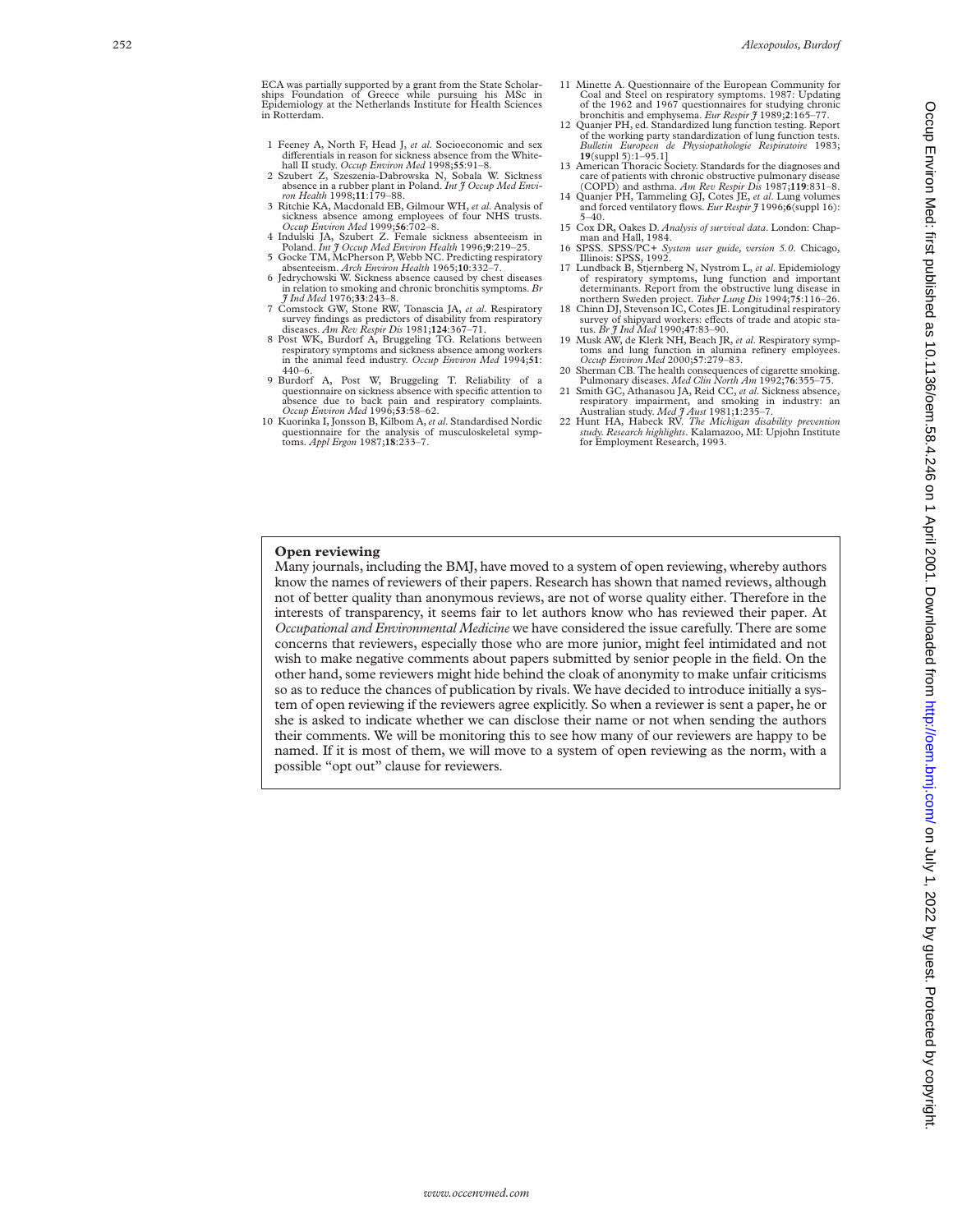ECA was partially supported by a grant from the State Scholarships Foundation of Greece while pursuing his MSc in Epidemiology at the Netherlands Institute for Health Sciences in Rotterdam.

1 Feeney A, North F, Head J, *et al*. Socioeconomic and sex differentials in reason for sickness absence from the Whitehall II study. *Occup Environ Med* 1998;**55**:91–8.
2 Szubert Z, Szeszenia-Dabrowska N, Sobala W. Sickness absence in a rubber plant in Poland. *Int J Occup Med Environ Health* 1998;**11**:179–88.
3 Ritchie KA, Macdonald EB, Gilmour WH, *et al*. Analysis of sickness absence among employees of four NHS trusts. *Occup Environ Med* 1999;**56**:702–8.
4 Indulski JA, Szubert Z. Female sickness absenteeism in Poland. *Int J Occup Med Environ Health* 1996;**9**:219–25.
5 Gocke TM, McPherson P, Webb NC. Predicting respiratory absenteeism. *Arch Environ Health* 1965;**10**:332–7.
6 Jedrychowski W. Sickness absence caused by chest diseases in relation to smoking and chronic bronchitis symptoms. *Br J Ind Med* 1976;**33**:243–8.
7 Comstock GW, Stone RW, Tonascia JA, *et al*. Respiratory survey findings as predictors of disability from respiratory diseases. *Am Rev Respir Dis* 1981;**124**:367–71.
8 Post WK, Burdorf A, Bruggeling TG. Relations between respiratory symptoms and sickness absence among workers in the animal feed industry. *Occup Environ Med* 1994;**51**:440–6.
9 Burdorf A, Post W, Bruggeling T. Reliability of a questionnaire on sickness absence with specific attention to absence due to back pain and respiratory complaints. *Occup Environ Med* 1996;**53**:58–62.
10 Kuorinka I, Jonsson B, Kilbom A, *et al*. Standardised Nordic questionnaire for the analysis of musculoskeletal symptoms. *Appl Ergon* 1987;**18**:233–7.
11 Minette A. Questionnaire of the European Community for Coal and Steel on respiratory symptoms. 1987: Updating of the 1962 and 1967 questionnaires for studying chronic bronchitis and emphysema. *Eur Respir J* 1989;**2**:165–77.
12 Quanjer PH, ed. Standardized lung function testing. Report of the working party standardization of lung function tests. *Bulletin Europeen de Physiopathologie Respiratoire* 1983;**19**(suppl 5):1–95.1]
13 American Thoracic Society. Standards for the diagnoses and care of patients with chronic obstructive pulmonary disease (COPD) and asthma. *Am Rev Respir Dis* 1987;**119**:831–8.
14 Quanjer PH, Tammeling GJ, Cotes JE, *et al*. Lung volumes and forced ventilatory flows. *Eur Respir J* 1996;**6**(suppl 16):5–40.
15 Cox DR, Oakes D. *Analysis of survival data*. London: Chapman and Hall, 1984.
16 SPSS. SPSS/PC+ *System user guide, version 5.0*. Chicago, Illinois: SPSS, 1992.
17 Lundback B, Stjernberg N, Nystrom L, *et al*. Epidemiology of respiratory symptoms, lung function and important determinants. Report from the obstructive lung disease in northern Sweden project. *Tuber Lung Dis* 1994;**75**:116–26.
18 Chinn DJ, Stevenson IC, Cotes JE. Longitudinal respiratory survey of shipyard workers: effects of trade and atopic status. *Br J Ind Med* 1990;**47**:83–90.
19 Musk AW, de Klerk NH, Beach JR, *et al*. Respiratory symptoms and lung function in alumina refinery employees. *Occup Environ Med* 2000;**57**:279–83.
20 Sherman CB. The health consequences of cigarette smoking. Pulmonary diseases. *Med Clin North Am* 1992;**76**:355–75.
21 Smith GC, Athanasou JA, Reid CC, *et al*. Sickness absence, respiratory impairment, and smoking in industry: an Australian study. *Med J Aust* 1981;**1**:235–7.
22 Hunt HA, Habeck RV. *The Michigan disability prevention study. Research highlights*. Kalamazoo, MI: Upjohn Institute for Employment Research, 1993.

**Open reviewing**

Many journals, including the BMJ, have moved to a system of open reviewing, whereby authors know the names of reviewers of their papers. Research has shown that named reviews, although not of better quality than anonymous reviews, are not of worse quality either. Therefore in the interests of transparency, it seems fair to let authors know who has reviewed their paper. At *Occupational and Environmental Medicine* we have considered the issue carefully. There are some concerns that reviewers, especially those who are more junior, might feel intimidated and not wish to make negative comments about papers submitted by senior people in the field. On the other hand, some reviewers might hide behind the cloak of anonymity to make unfair criticisms so as to reduce the chances of publication by rivals. We have decided to introduce initially a system of open reviewing if the reviewers agree explicitly. So when a reviewer is sent a paper, he or she is asked to indicate whether we can disclose their name or not when sending the authors their comments. We will be monitoring this to see how many of our reviewers are happy to be named. If it is most of them, we will move to a system of open reviewing as the norm, with a possible "opt out" clause for reviewers.